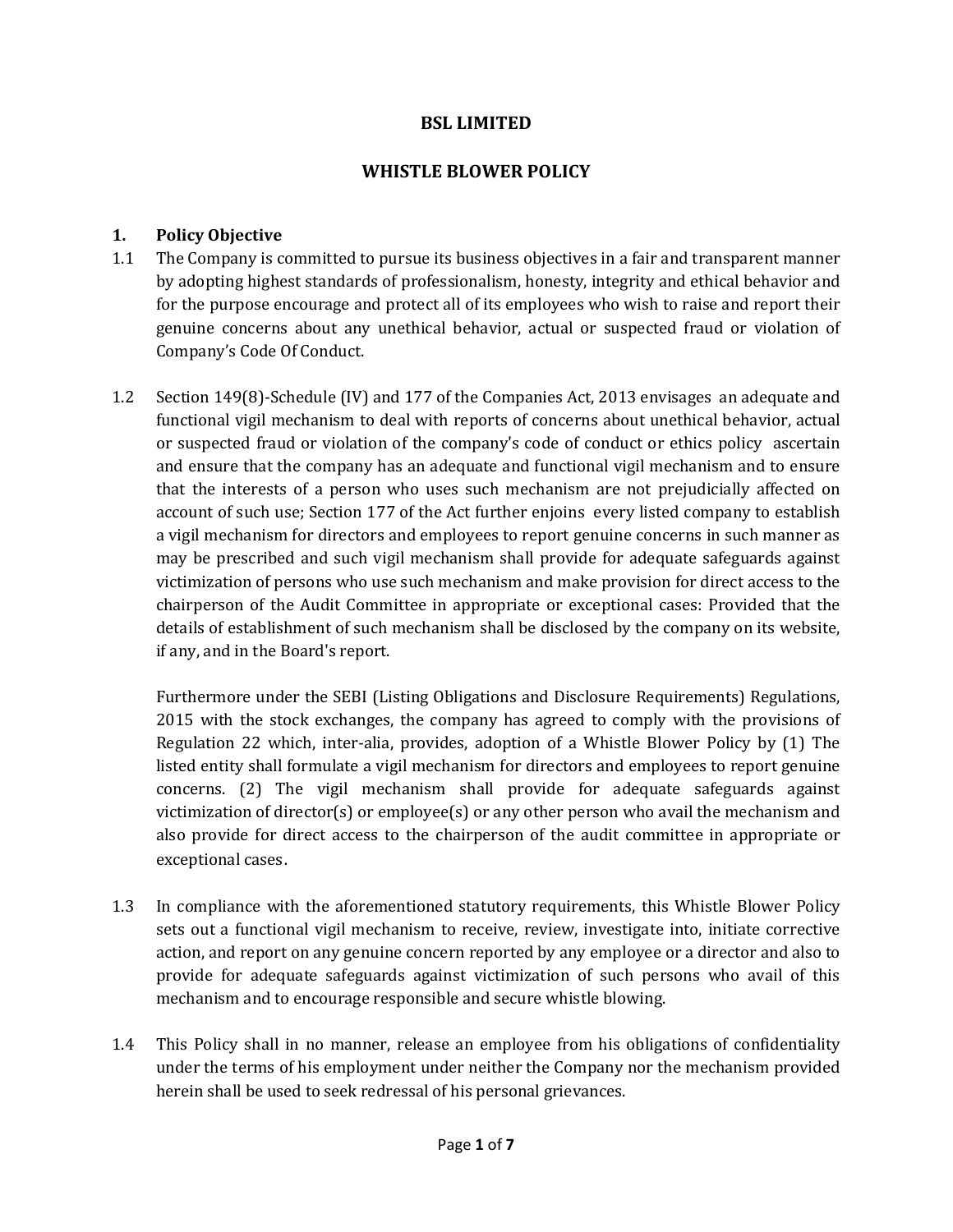# BSL LIMITED

## WHISTLE BLOWER POLICY

### 1. Policy Objective

1.1 The Company is committed to pursue its business objectives in a fair and transparent manner by adopting highest standards of professionalism, honesty, integrity and ethical behavior and for the purpose encourage and protect all of its employees who wish to raise and report their genuine concerns about any unethical behavior, actual or suspected fraud or violation of Company's Code Of Conduct.

1.2 Section 149(8)-Schedule (IV) and 177 of the Companies Act, 2013 envisages an adequate and functional vigil mechanism to deal with reports of concerns about unethical behavior, actual or suspected fraud or violation of the company's code of conduct or ethics policy ascertain and ensure that the company has an adequate and functional vigil mechanism and to ensure that the interests of a person who uses such mechanism are not prejudicially affected on account of such use; Section 177 of the Act further enjoins every listed company to establish a vigil mechanism for directors and employees to report genuine concerns in such manner as may be prescribed and such vigil mechanism shall provide for adequate safeguards against victimization of persons who use such mechanism and make provision for direct access to the chairperson of the Audit Committee in appropriate or exceptional cases: Provided that the details of establishment of such mechanism shall be disclosed by the company on its website, if any, and in the Board's report.

Furthermore under the SEBI (Listing Obligations and Disclosure Requirements) Regulations, 2015 with the stock exchanges, the company has agreed to comply with the provisions of Regulation 22 which, inter-alia, provides, adoption of a Whistle Blower Policy by (1) The listed entity shall formulate a vigil mechanism for directors and employees to report genuine concerns. (2) The vigil mechanism shall provide for adequate safeguards against victimization of director(s) or employee(s) or any other person who avail the mechanism and also provide for direct access to the chairperson of the audit committee in appropriate or exceptional cases.

1.3 In compliance with the aforementioned statutory requirements, this Whistle Blower Policy sets out a functional vigil mechanism to receive, review, investigate into, initiate corrective action, and report on any genuine concern reported by any employee or a director and also to provide for adequate safeguards against victimization of such persons who avail of this mechanism and to encourage responsible and secure whistle blowing.

1.4 This Policy shall in no manner, release an employee from his obligations of confidentiality under the terms of his employment under neither the Company nor the mechanism provided herein shall be used to seek redressal of his personal grievances.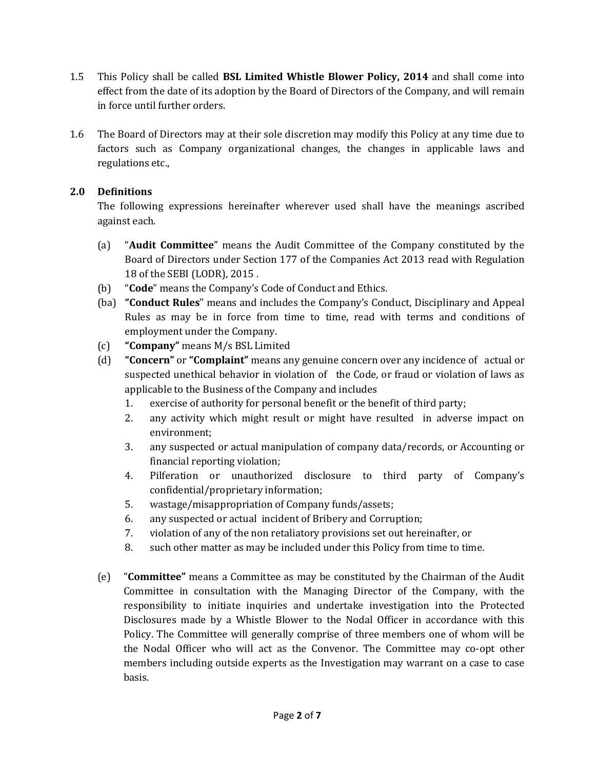1.5 This Policy shall be called **BSL Limited Whistle Blower Policy, 2014** and shall come into effect from the date of its adoption by the Board of Directors of the Company, and will remain in force until further orders.

1.6 The Board of Directors may at their sole discretion may modify this Policy at any time due to factors such as Company organizational changes, the changes in applicable laws and regulations etc.,

## 2.0 Definitions

The following expressions hereinafter wherever used shall have the meanings ascribed against each.

(a) "**Audit Committee**" means the Audit Committee of the Company constituted by the Board of Directors under Section 177 of the Companies Act 2013 read with Regulation 18 of the SEBI (LODR), 2015 .

(b) "**Code**" means the Company's Code of Conduct and Ethics.

(ba) **"Conduct Rules"** means and includes the Company's Conduct, Disciplinary and Appeal Rules as may be in force from time to time, read with terms and conditions of employment under the Company.

(c) **"Company"** means M/s BSL Limited

(d) **"Concern"** or **"Complaint"** means any genuine concern over any incidence of actual or suspected unethical behavior in violation of the Code, or fraud or violation of laws as applicable to the Business of the Company and includes

1. exercise of authority for personal benefit or the benefit of third party;
2. any activity which might result or might have resulted in adverse impact on environment;
3. any suspected or actual manipulation of company data/records, or Accounting or financial reporting violation;
4. Pilferation or unauthorized disclosure to third party of Company's confidential/proprietary information;
5. wastage/misappropriation of Company funds/assets;
6. any suspected or actual incident of Bribery and Corruption;
7. violation of any of the non retaliatory provisions set out hereinafter, or
8. such other matter as may be included under this Policy from time to time.

(e) "**Committee"** means a Committee as may be constituted by the Chairman of the Audit Committee in consultation with the Managing Director of the Company, with the responsibility to initiate inquiries and undertake investigation into the Protected Disclosures made by a Whistle Blower to the Nodal Officer in accordance with this Policy. The Committee will generally comprise of three members one of whom will be the Nodal Officer who will act as the Convenor. The Committee may co-opt other members including outside experts as the Investigation may warrant on a case to case basis.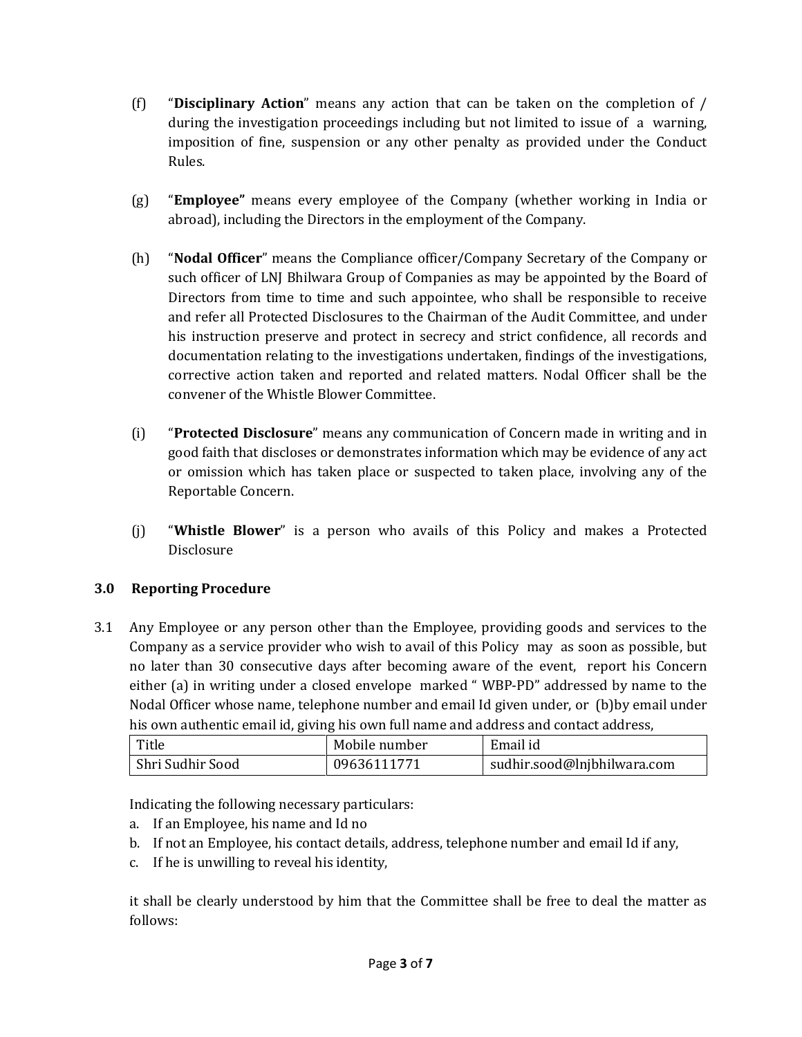(f) "**Disciplinary Action**" means any action that can be taken on the completion of / during the investigation proceedings including but not limited to issue of a warning, imposition of fine, suspension or any other penalty as provided under the Conduct Rules.

(g) "**Employee"** means every employee of the Company (whether working in India or abroad), including the Directors in the employment of the Company.

(h) "**Nodal Officer**" means the Compliance officer/Company Secretary of the Company or such officer of LNJ Bhilwara Group of Companies as may be appointed by the Board of Directors from time to time and such appointee, who shall be responsible to receive and refer all Protected Disclosures to the Chairman of the Audit Committee, and under his instruction preserve and protect in secrecy and strict confidence, all records and documentation relating to the investigations undertaken, findings of the investigations, corrective action taken and reported and related matters. Nodal Officer shall be the convener of the Whistle Blower Committee.

(i) "**Protected Disclosure**" means any communication of Concern made in writing and in good faith that discloses or demonstrates information which may be evidence of any act or omission which has taken place or suspected to taken place, involving any of the Reportable Concern.

(j) "**Whistle Blower**" is a person who avails of this Policy and makes a Protected Disclosure

## 3.0 Reporting Procedure

3.1 Any Employee or any person other than the Employee, providing goods and services to the Company as a service provider who wish to avail of this Policy may as soon as possible, but no later than 30 consecutive days after becoming aware of the event, report his Concern either (a) in writing under a closed envelope marked " WBP-PD" addressed by name to the Nodal Officer whose name, telephone number and email Id given under, or (b)by email under his own authentic email id, giving his own full name and address and contact address,

| Title | Mobile number | Email id |
|---|---|---|
| Shri Sudhir Sood | 09636111771 | sudhir.sood@lnjbhilwara.com |

Indicating the following necessary particulars:

a. If an Employee, his name and Id no
b. If not an Employee, his contact details, address, telephone number and email Id if any,
c. If he is unwilling to reveal his identity,

it shall be clearly understood by him that the Committee shall be free to deal the matter as follows: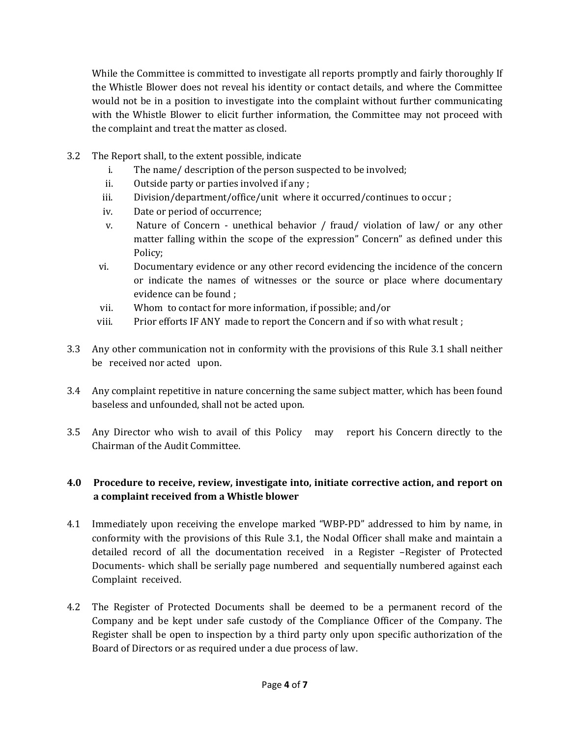While the Committee is committed to investigate all reports promptly and fairly thoroughly If the Whistle Blower does not reveal his identity or contact details, and where the Committee would not be in a position to investigate into the complaint without further communicating with the Whistle Blower to elicit further information, the Committee may not proceed with the complaint and treat the matter as closed.

3.2 The Report shall, to the extent possible, indicate

   i. The name/ description of the person suspected to be involved;
   ii. Outside party or parties involved if any ;
   iii. Division/department/office/unit where it occurred/continues to occur ;
   iv. Date or period of occurrence;
   v. Nature of Concern - unethical behavior / fraud/ violation of law/ or any other matter falling within the scope of the expression" Concern" as defined under this Policy;
   vi. Documentary evidence or any other record evidencing the incidence of the concern or indicate the names of witnesses or the source or place where documentary evidence can be found ;
   vii. Whom to contact for more information, if possible; and/or
   viii. Prior efforts IF ANY made to report the Concern and if so with what result ;

3.3 Any other communication not in conformity with the provisions of this Rule 3.1 shall neither be received nor acted upon.

3.4 Any complaint repetitive in nature concerning the same subject matter, which has been found baseless and unfounded, shall not be acted upon.

3.5 Any Director who wish to avail of this Policy may report his Concern directly to the Chairman of the Audit Committee.

**4.0 Procedure to receive, review, investigate into, initiate corrective action, and report on a complaint received from a Whistle blower**

4.1 Immediately upon receiving the envelope marked "WBP-PD" addressed to him by name, in conformity with the provisions of this Rule 3.1, the Nodal Officer shall make and maintain a detailed record of all the documentation received in a Register –Register of Protected Documents- which shall be serially page numbered and sequentially numbered against each Complaint received.

4.2 The Register of Protected Documents shall be deemed to be a permanent record of the Company and be kept under safe custody of the Compliance Officer of the Company. The Register shall be open to inspection by a third party only upon specific authorization of the Board of Directors or as required under a due process of law.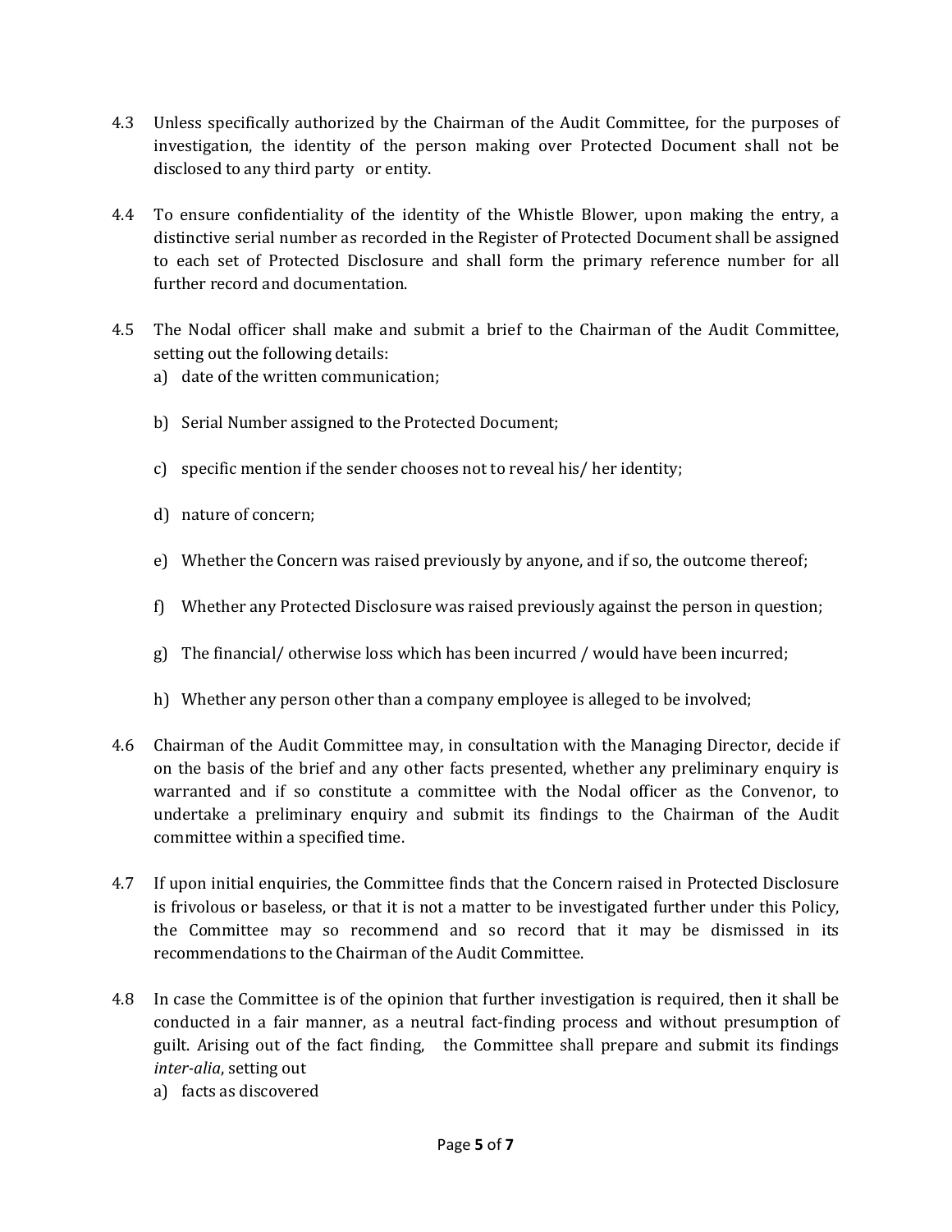4.3 Unless specifically authorized by the Chairman of the Audit Committee, for the purposes of investigation, the identity of the person making over Protected Document shall not be disclosed to any third party or entity.

4.4 To ensure confidentiality of the identity of the Whistle Blower, upon making the entry, a distinctive serial number as recorded in the Register of Protected Document shall be assigned to each set of Protected Disclosure and shall form the primary reference number for all further record and documentation.

4.5 The Nodal officer shall make and submit a brief to the Chairman of the Audit Committee, setting out the following details:

a) date of the written communication;

b) Serial Number assigned to the Protected Document;

c) specific mention if the sender chooses not to reveal his/ her identity;

d) nature of concern;

e) Whether the Concern was raised previously by anyone, and if so, the outcome thereof;

f) Whether any Protected Disclosure was raised previously against the person in question;

g) The financial/ otherwise loss which has been incurred / would have been incurred;

h) Whether any person other than a company employee is alleged to be involved;

4.6 Chairman of the Audit Committee may, in consultation with the Managing Director, decide if on the basis of the brief and any other facts presented, whether any preliminary enquiry is warranted and if so constitute a committee with the Nodal officer as the Convenor, to undertake a preliminary enquiry and submit its findings to the Chairman of the Audit committee within a specified time.

4.7 If upon initial enquiries, the Committee finds that the Concern raised in Protected Disclosure is frivolous or baseless, or that it is not a matter to be investigated further under this Policy, the Committee may so recommend and so record that it may be dismissed in its recommendations to the Chairman of the Audit Committee.

4.8 In case the Committee is of the opinion that further investigation is required, then it shall be conducted in a fair manner, as a neutral fact-finding process and without presumption of guilt. Arising out of the fact finding, the Committee shall prepare and submit its findings *inter-alia*, setting out

a) facts as discovered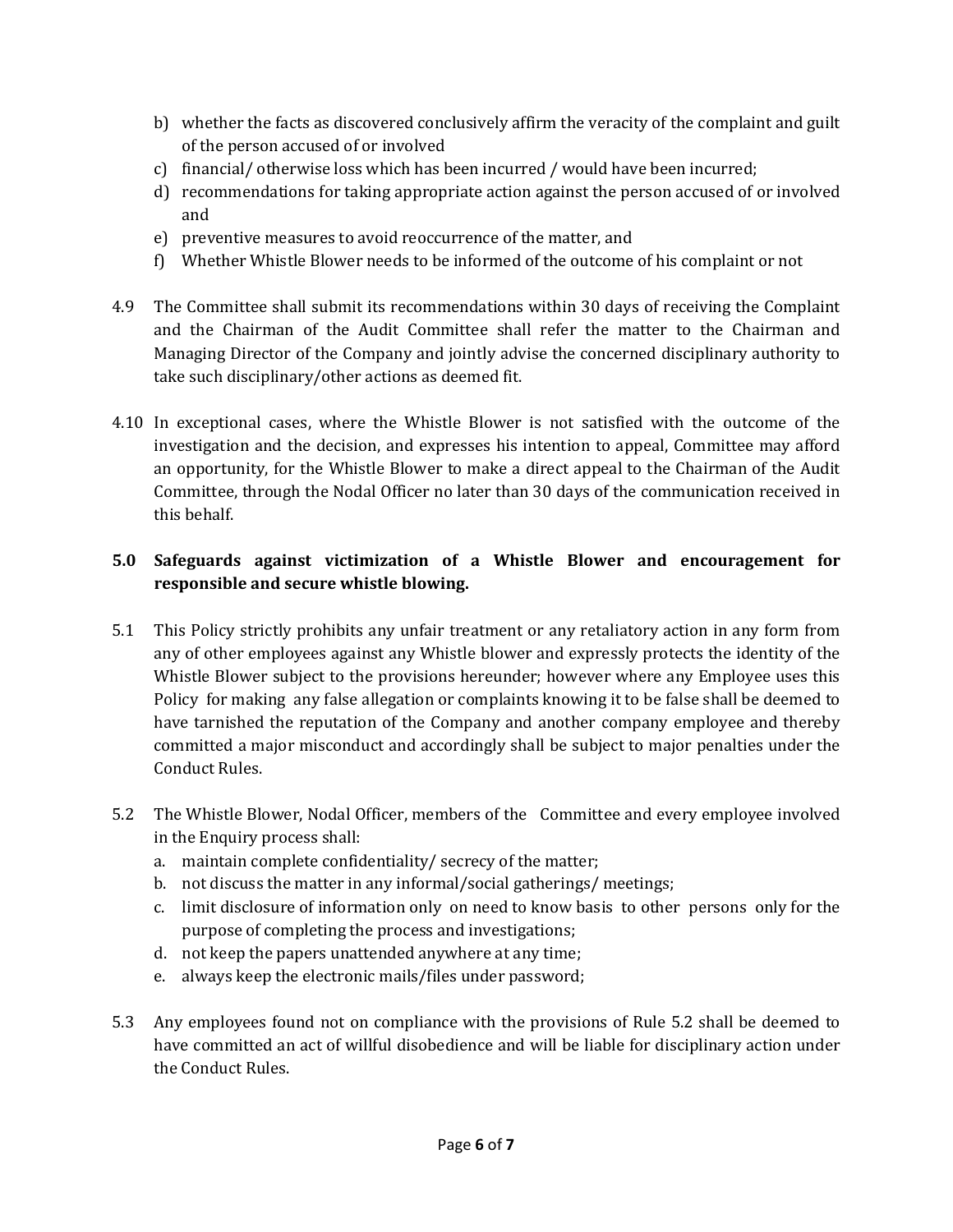b) whether the facts as discovered conclusively affirm the veracity of the complaint and guilt of the person accused of or involved
c) financial/ otherwise loss which has been incurred / would have been incurred;
d) recommendations for taking appropriate action against the person accused of or involved and
e) preventive measures to avoid reoccurrence of the matter, and
f) Whether Whistle Blower needs to be informed of the outcome of his complaint or not

4.9 The Committee shall submit its recommendations within 30 days of receiving the Complaint and the Chairman of the Audit Committee shall refer the matter to the Chairman and Managing Director of the Company and jointly advise the concerned disciplinary authority to take such disciplinary/other actions as deemed fit.

4.10 In exceptional cases, where the Whistle Blower is not satisfied with the outcome of the investigation and the decision, and expresses his intention to appeal, Committee may afford an opportunity, for the Whistle Blower to make a direct appeal to the Chairman of the Audit Committee, through the Nodal Officer no later than 30 days of the communication received in this behalf.

## 5.0 Safeguards against victimization of a Whistle Blower and encouragement for responsible and secure whistle blowing.

5.1 This Policy strictly prohibits any unfair treatment or any retaliatory action in any form from any of other employees against any Whistle blower and expressly protects the identity of the Whistle Blower subject to the provisions hereunder; however where any Employee uses this Policy for making any false allegation or complaints knowing it to be false shall be deemed to have tarnished the reputation of the Company and another company employee and thereby committed a major misconduct and accordingly shall be subject to major penalties under the Conduct Rules.

5.2 The Whistle Blower, Nodal Officer, members of the Committee and every employee involved in the Enquiry process shall:

a. maintain complete confidentiality/ secrecy of the matter;
b. not discuss the matter in any informal/social gatherings/ meetings;
c. limit disclosure of information only on need to know basis to other persons only for the purpose of completing the process and investigations;
d. not keep the papers unattended anywhere at any time;
e. always keep the electronic mails/files under password;

5.3 Any employees found not on compliance with the provisions of Rule 5.2 shall be deemed to have committed an act of willful disobedience and will be liable for disciplinary action under the Conduct Rules.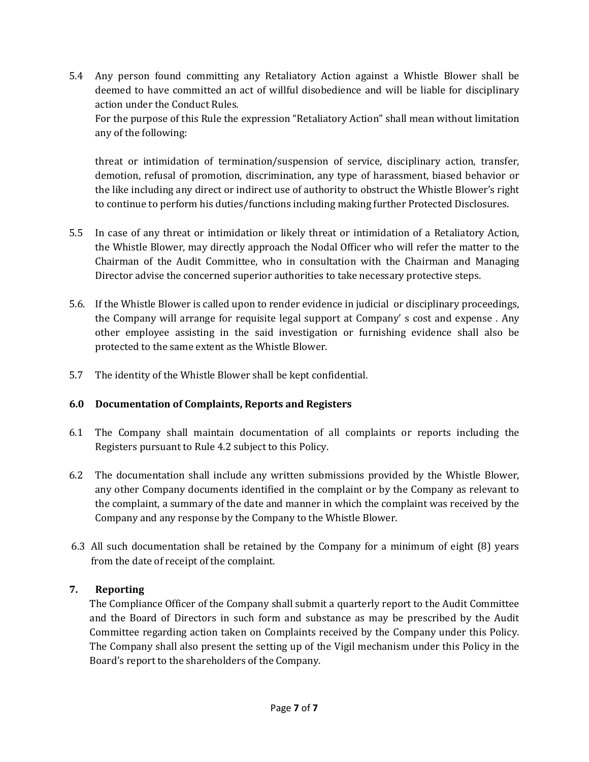5.4 Any person found committing any Retaliatory Action against a Whistle Blower shall be deemed to have committed an act of willful disobedience and will be liable for disciplinary action under the Conduct Rules.
For the purpose of this Rule the expression "Retaliatory Action" shall mean without limitation any of the following:

threat or intimidation of termination/suspension of service, disciplinary action, transfer, demotion, refusal of promotion, discrimination, any type of harassment, biased behavior or the like including any direct or indirect use of authority to obstruct the Whistle Blower's right to continue to perform his duties/functions including making further Protected Disclosures.

5.5 In case of any threat or intimidation or likely threat or intimidation of a Retaliatory Action, the Whistle Blower, may directly approach the Nodal Officer who will refer the matter to the Chairman of the Audit Committee, who in consultation with the Chairman and Managing Director advise the concerned superior authorities to take necessary protective steps.

5.6. If the Whistle Blower is called upon to render evidence in judicial or disciplinary proceedings, the Company will arrange for requisite legal support at Company' s cost and expense . Any other employee assisting in the said investigation or furnishing evidence shall also be protected to the same extent as the Whistle Blower.

5.7 The identity of the Whistle Blower shall be kept confidential.

**6.0 Documentation of Complaints, Reports and Registers**

6.1 The Company shall maintain documentation of all complaints or reports including the Registers pursuant to Rule 4.2 subject to this Policy.

6.2 The documentation shall include any written submissions provided by the Whistle Blower, any other Company documents identified in the complaint or by the Company as relevant to the complaint, a summary of the date and manner in which the complaint was received by the Company and any response by the Company to the Whistle Blower.

6.3 All such documentation shall be retained by the Company for a minimum of eight (8) years from the date of receipt of the complaint.

**7. Reporting**

The Compliance Officer of the Company shall submit a quarterly report to the Audit Committee and the Board of Directors in such form and substance as may be prescribed by the Audit Committee regarding action taken on Complaints received by the Company under this Policy. The Company shall also present the setting up of the Vigil mechanism under this Policy in the Board's report to the shareholders of the Company.